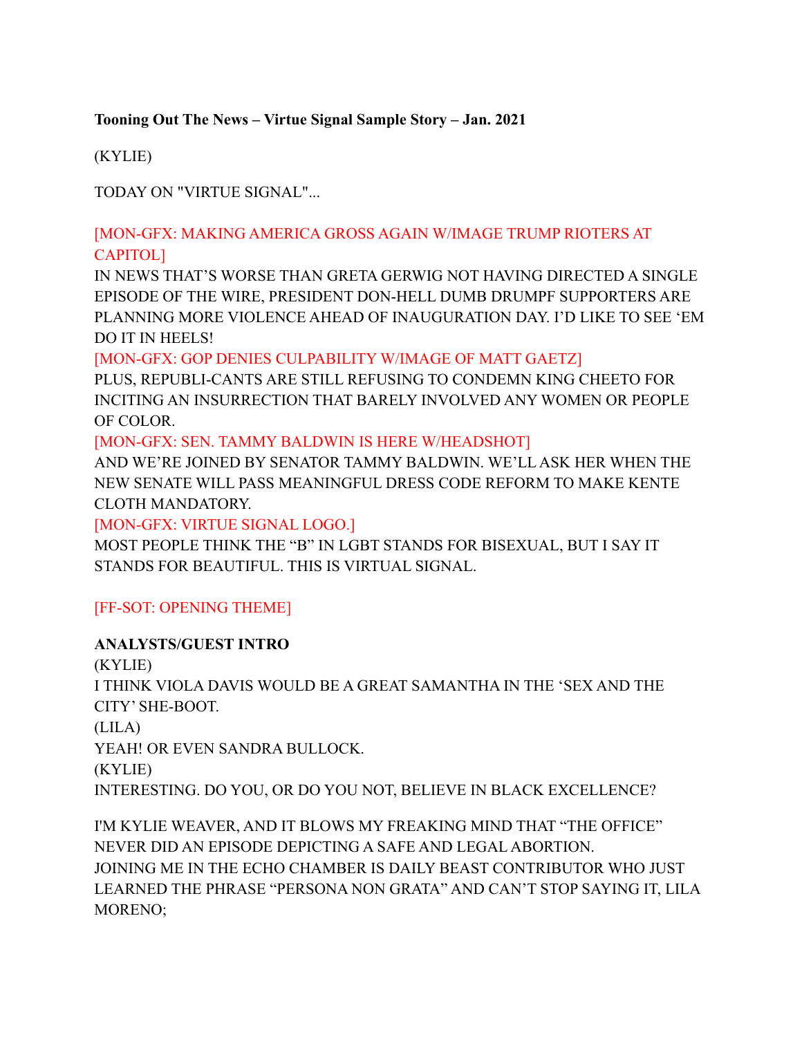**Tooning Out The News – Virtue Signal Sample Story – Jan. 2021**

(KYLIE)

TODAY ON "VIRTUE SIGNAL"...

[MON-GFX: MAKING AMERICA GROSS AGAIN W/IMAGE TRUMP RIOTERS AT CAPITOL]
IN NEWS THAT'S WORSE THAN GRETA GERWIG NOT HAVING DIRECTED A SINGLE EPISODE OF THE WIRE, PRESIDENT DON-HELL DUMB DRUMPF SUPPORTERS ARE PLANNING MORE VIOLENCE AHEAD OF INAUGURATION DAY. I'D LIKE TO SEE 'EM DO IT IN HEELS!

[MON-GFX: GOP DENIES CULPABILITY W/IMAGE OF MATT GAETZ]
PLUS, REPUBLI-CANTS ARE STILL REFUSING TO CONDEMN KING CHEETO FOR INCITING AN INSURRECTION THAT BARELY INVOLVED ANY WOMEN OR PEOPLE OF COLOR.

[MON-GFX: SEN. TAMMY BALDWIN IS HERE W/HEADSHOT]
AND WE'RE JOINED BY SENATOR TAMMY BALDWIN. WE'LL ASK HER WHEN THE NEW SENATE WILL PASS MEANINGFUL DRESS CODE REFORM TO MAKE KENTE CLOTH MANDATORY.

[MON-GFX: VIRTUE SIGNAL LOGO.]
MOST PEOPLE THINK THE "B" IN LGBT STANDS FOR BISEXUAL, BUT I SAY IT STANDS FOR BEAUTIFUL. THIS IS VIRTUAL SIGNAL.

[FF-SOT: OPENING THEME]

**ANALYSTS/GUEST INTRO**

(KYLIE)
I THINK VIOLA DAVIS WOULD BE A GREAT SAMANTHA IN THE 'SEX AND THE CITY' SHE-BOOT.

(LILA)
YEAH! OR EVEN SANDRA BULLOCK.

(KYLIE)
INTERESTING. DO YOU, OR DO YOU NOT, BELIEVE IN BLACK EXCELLENCE?

I'M KYLIE WEAVER, AND IT BLOWS MY FREAKING MIND THAT "THE OFFICE" NEVER DID AN EPISODE DEPICTING A SAFE AND LEGAL ABORTION.
JOINING ME IN THE ECHO CHAMBER IS DAILY BEAST CONTRIBUTOR WHO JUST LEARNED THE PHRASE "PERSONA NON GRATA" AND CAN'T STOP SAYING IT, LILA MORENO;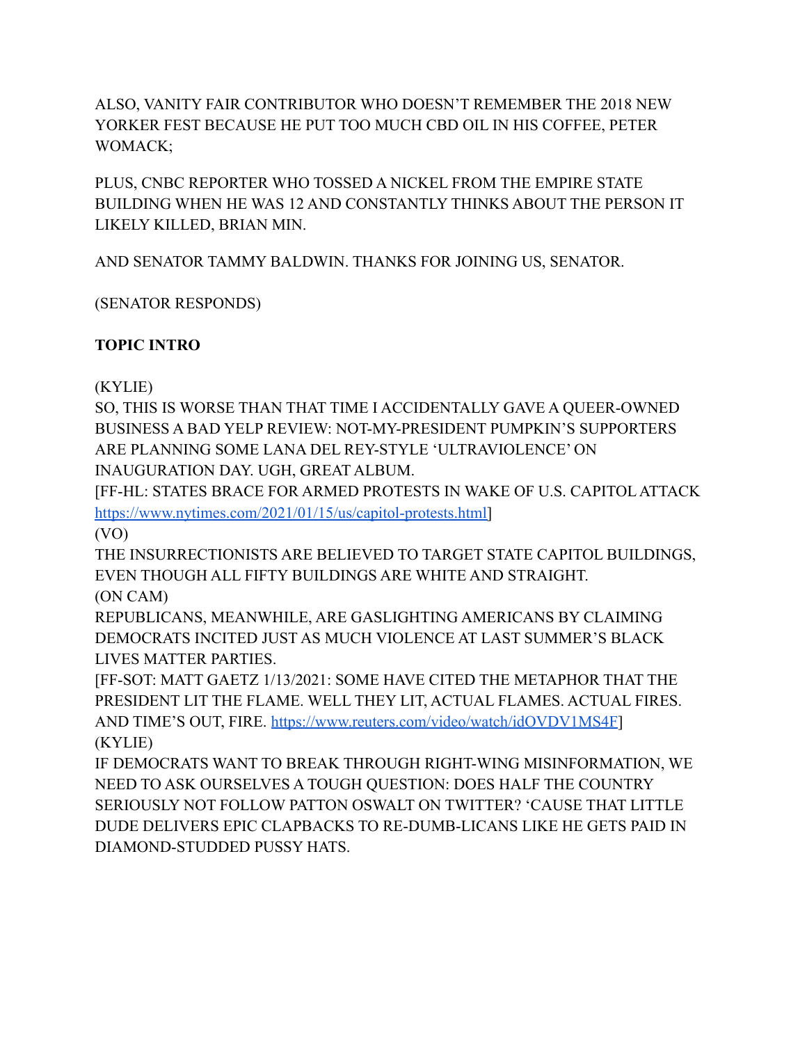ALSO, VANITY FAIR CONTRIBUTOR WHO DOESN'T REMEMBER THE 2018 NEW YORKER FEST BECAUSE HE PUT TOO MUCH CBD OIL IN HIS COFFEE, PETER WOMACK;

PLUS, CNBC REPORTER WHO TOSSED A NICKEL FROM THE EMPIRE STATE BUILDING WHEN HE WAS 12 AND CONSTANTLY THINKS ABOUT THE PERSON IT LIKELY KILLED, BRIAN MIN.

AND SENATOR TAMMY BALDWIN. THANKS FOR JOINING US, SENATOR.

(SENATOR RESPONDS)

**TOPIC INTRO**

(KYLIE)
SO, THIS IS WORSE THAN THAT TIME I ACCIDENTALLY GAVE A QUEER-OWNED BUSINESS A BAD YELP REVIEW: NOT-MY-PRESIDENT PUMPKIN'S SUPPORTERS ARE PLANNING SOME LANA DEL REY-STYLE 'ULTRAVIOLENCE' ON INAUGURATION DAY. UGH, GREAT ALBUM.
[FF-HL: STATES BRACE FOR ARMED PROTESTS IN WAKE OF U.S. CAPITOL ATTACK https://www.nytimes.com/2021/01/15/us/capitol-protests.html]
(VO)
THE INSURRECTIONISTS ARE BELIEVED TO TARGET STATE CAPITOL BUILDINGS, EVEN THOUGH ALL FIFTY BUILDINGS ARE WHITE AND STRAIGHT.
(ON CAM)
REPUBLICANS, MEANWHILE, ARE GASLIGHTING AMERICANS BY CLAIMING DEMOCRATS INCITED JUST AS MUCH VIOLENCE AT LAST SUMMER'S BLACK LIVES MATTER PARTIES.
[FF-SOT: MATT GAETZ 1/13/2021: SOME HAVE CITED THE METAPHOR THAT THE PRESIDENT LIT THE FLAME. WELL THEY LIT, ACTUAL FLAMES. ACTUAL FIRES. AND TIME'S OUT, FIRE. https://www.reuters.com/video/watch/idOVDV1MS4F]
(KYLIE)
IF DEMOCRATS WANT TO BREAK THROUGH RIGHT-WING MISINFORMATION, WE NEED TO ASK OURSELVES A TOUGH QUESTION: DOES HALF THE COUNTRY SERIOUSLY NOT FOLLOW PATTON OSWALT ON TWITTER? 'CAUSE THAT LITTLE DUDE DELIVERS EPIC CLAPBACKS TO RE-DUMB-LICANS LIKE HE GETS PAID IN DIAMOND-STUDDED PUSSY HATS.